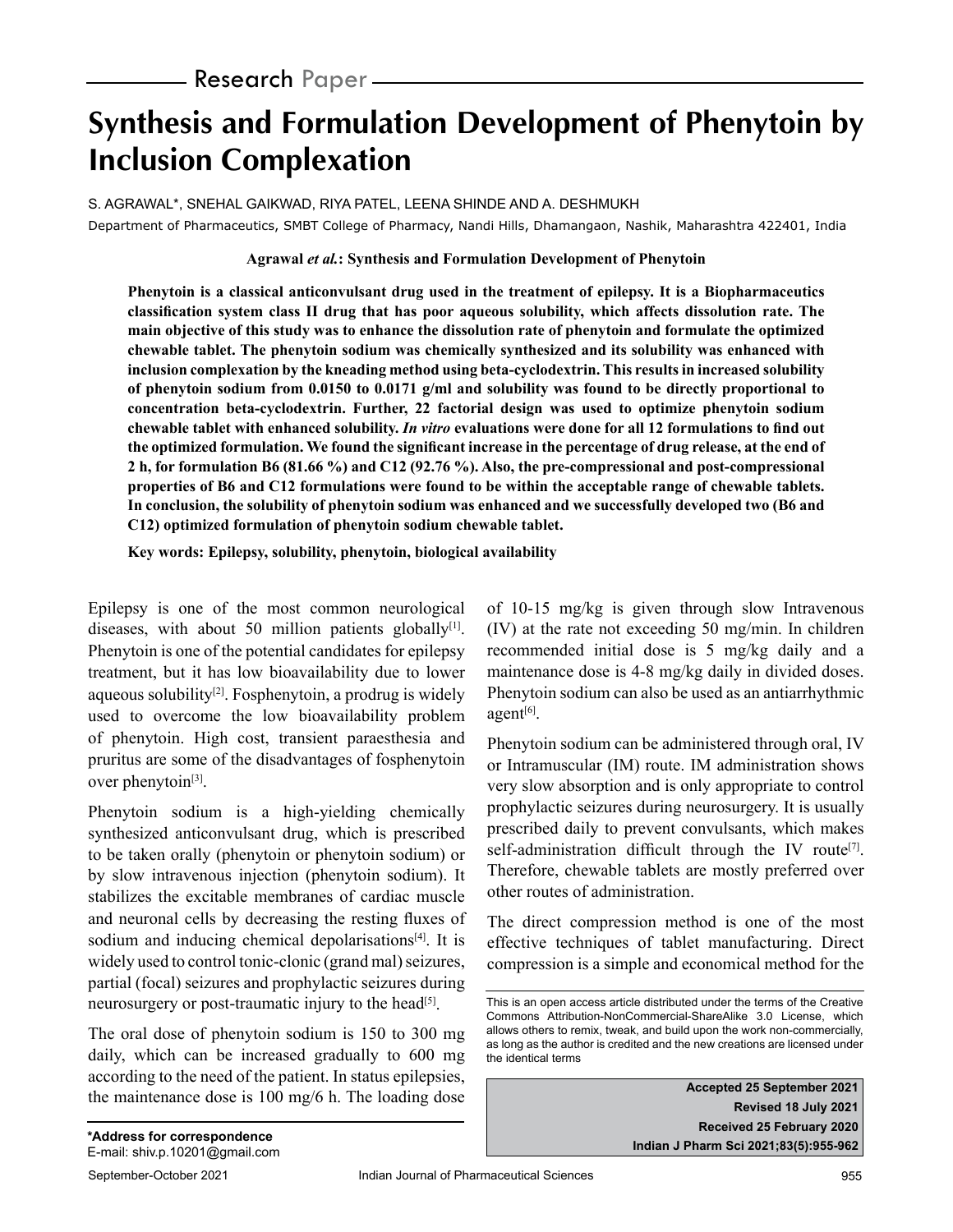Research Paper

# Synthesis and Formulation Development of Phenytoin by Inclusion Complexation

S. AGRAWAL*, SNEHAL GAIKWAD, RIYA PATEL, LEENA SHINDE AND A. DESHMUKH

Department of Pharmaceutics, SMBT College of Pharmacy, Nandi Hills, Dhamangaon, Nashik, Maharashtra 422401, India

**Agrawal *et al.*: Synthesis and Formulation Development of Phenytoin**

**Phenytoin is a classical anticonvulsant drug used in the treatment of epilepsy. It is a Biopharmaceutics classification system class II drug that has poor aqueous solubility, which affects dissolution rate. The main objective of this study was to enhance the dissolution rate of phenytoin and formulate the optimized chewable tablet. The phenytoin sodium was chemically synthesized and its solubility was enhanced with inclusion complexation by the kneading method using beta-cyclodextrin. This results in increased solubility of phenytoin sodium from 0.0150 to 0.0171 g/ml and solubility was found to be directly proportional to concentration beta-cyclodextrin. Further, 22 factorial design was used to optimize phenytoin sodium chewable tablet with enhanced solubility. *In vitro* evaluations were done for all 12 formulations to find out the optimized formulation. We found the significant increase in the percentage of drug release, at the end of 2 h, for formulation B6 (81.66 %) and C12 (92.76 %). Also, the pre-compressional and post-compressional properties of B6 and C12 formulations were found to be within the acceptable range of chewable tablets. In conclusion, the solubility of phenytoin sodium was enhanced and we successfully developed two (B6 and C12) optimized formulation of phenytoin sodium chewable tablet.**

**Key words: Epilepsy, solubility, phenytoin, biological availability**

Epilepsy is one of the most common neurological diseases, with about 50 million patients globally[1]. Phenytoin is one of the potential candidates for epilepsy treatment, but it has low bioavailability due to lower aqueous solubility[2]. Fosphenytoin, a prodrug is widely used to overcome the low bioavailability problem of phenytoin. High cost, transient paraesthesia and pruritus are some of the disadvantages of fosphenytoin over phenytoin[3].

Phenytoin sodium is a high-yielding chemically synthesized anticonvulsant drug, which is prescribed to be taken orally (phenytoin or phenytoin sodium) or by slow intravenous injection (phenytoin sodium). It stabilizes the excitable membranes of cardiac muscle and neuronal cells by decreasing the resting fluxes of sodium and inducing chemical depolarisations[4]. It is widely used to control tonic-clonic (grand mal) seizures, partial (focal) seizures and prophylactic seizures during neurosurgery or post-traumatic injury to the head[5].

The oral dose of phenytoin sodium is 150 to 300 mg daily, which can be increased gradually to 600 mg according to the need of the patient. In status epilepsies, the maintenance dose is 100 mg/6 h. The loading dose of 10-15 mg/kg is given through slow Intravenous (IV) at the rate not exceeding 50 mg/min. In children recommended initial dose is 5 mg/kg daily and a maintenance dose is 4-8 mg/kg daily in divided doses. Phenytoin sodium can also be used as an antiarrhythmic agent[6].

Phenytoin sodium can be administered through oral, IV or Intramuscular (IM) route. IM administration shows very slow absorption and is only appropriate to control prophylactic seizures during neurosurgery. It is usually prescribed daily to prevent convulsants, which makes self-administration difficult through the IV route[7]. Therefore, chewable tablets are mostly preferred over other routes of administration.

The direct compression method is one of the most effective techniques of tablet manufacturing. Direct compression is a simple and economical method for the

This is an open access article distributed under the terms of the Creative Commons Attribution-NonCommercial-ShareAlike 3.0 License, which allows others to remix, tweak, and build upon the work non-commercially, as long as the author is credited and the new creations are licensed under the identical terms

**Accepted 25 September 2021**
**Revised 18 July 2021**
**Received 25 February 2020**

**\*Address for correspondence**
E-mail: shiv.p.10201@gmail.com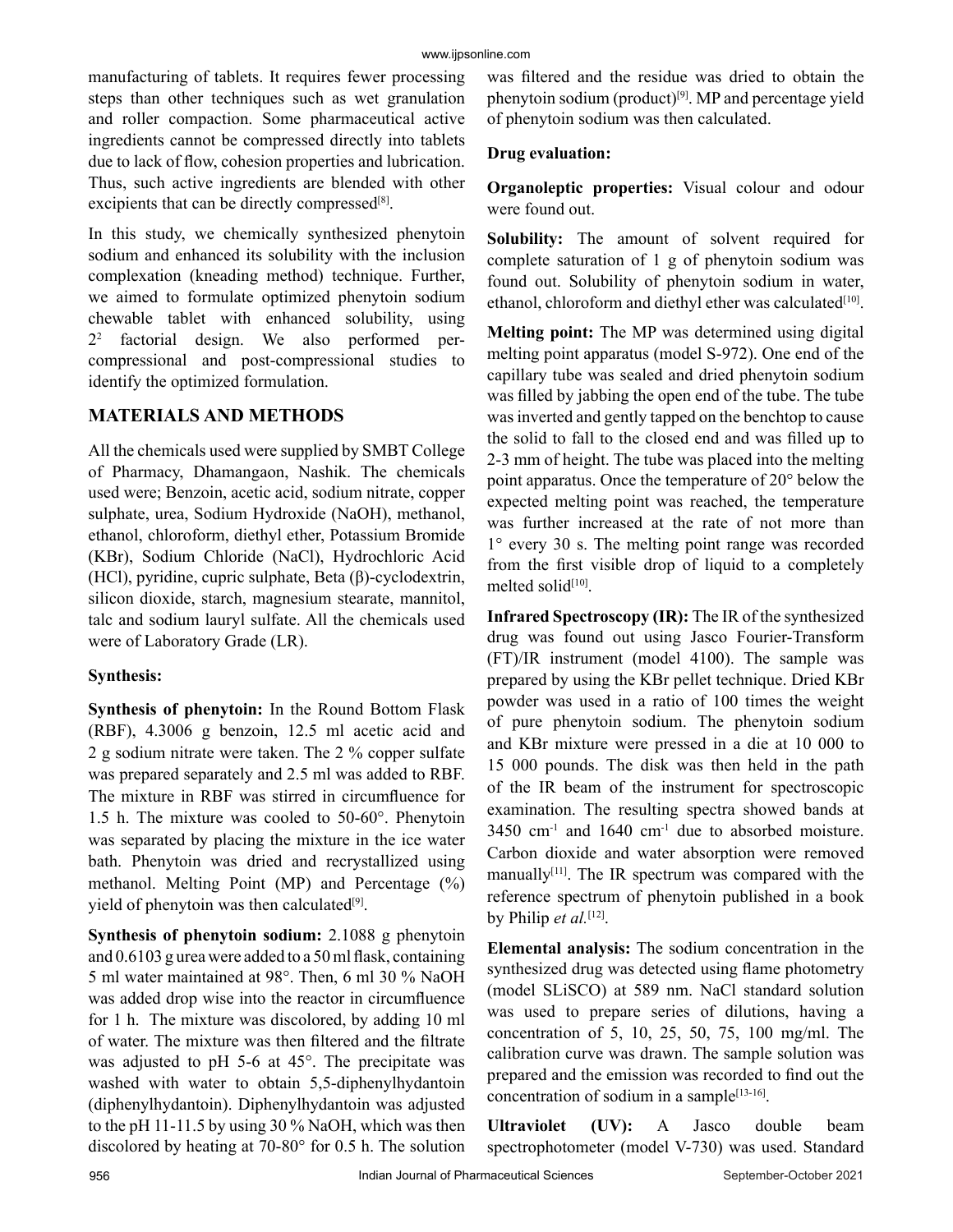manufacturing of tablets. It requires fewer processing steps than other techniques such as wet granulation and roller compaction. Some pharmaceutical active ingredients cannot be compressed directly into tablets due to lack of flow, cohesion properties and lubrication. Thus, such active ingredients are blended with other excipients that can be directly compressed[8].

In this study, we chemically synthesized phenytoin sodium and enhanced its solubility with the inclusion complexation (kneading method) technique. Further, we aimed to formulate optimized phenytoin sodium chewable tablet with enhanced solubility, using $2^2$ factorial design. We also performed per-compressional and post-compressional studies to identify the optimized formulation.

## MATERIALS AND METHODS

All the chemicals used were supplied by SMBT College of Pharmacy, Dhamangaon, Nashik. The chemicals used were; Benzoin, acetic acid, sodium nitrate, copper sulphate, urea, Sodium Hydroxide (NaOH), methanol, ethanol, chloroform, diethyl ether, Potassium Bromide (KBr), Sodium Chloride (NaCl), Hydrochloric Acid (HCl), pyridine, cupric sulphate, Beta (β)-cyclodextrin, silicon dioxide, starch, magnesium stearate, mannitol, talc and sodium lauryl sulfate. All the chemicals used were of Laboratory Grade (LR).

### Synthesis:

**Synthesis of phenytoin:** In the Round Bottom Flask (RBF), 4.3006 g benzoin, 12.5 ml acetic acid and 2 g sodium nitrate were taken. The 2 % copper sulfate was prepared separately and 2.5 ml was added to RBF. The mixture in RBF was stirred in circumfluence for 1.5 h. The mixture was cooled to 50-60°. Phenytoin was separated by placing the mixture in the ice water bath. Phenytoin was dried and recrystallized using methanol. Melting Point (MP) and Percentage (%) yield of phenytoin was then calculated[9].

**Synthesis of phenytoin sodium:** 2.1088 g phenytoin and 0.6103 g urea were added to a 50 ml flask, containing 5 ml water maintained at 98°. Then, 6 ml 30 % NaOH was added drop wise into the reactor in circumfluence for 1 h. The mixture was discolored, by adding 10 ml of water. The mixture was then filtered and the filtrate was adjusted to pH 5-6 at 45°. The precipitate was washed with water to obtain 5,5-diphenylhydantoin (diphenylhydantoin). Diphenylhydantoin was adjusted to the pH 11-11.5 by using 30 % NaOH, which was then discolored by heating at 70-80° for 0.5 h. The solution was filtered and the residue was dried to obtain the phenytoin sodium (product)[9]. MP and percentage yield of phenytoin sodium was then calculated.

### Drug evaluation:

**Organoleptic properties:** Visual colour and odour were found out.

**Solubility:** The amount of solvent required for complete saturation of 1 g of phenytoin sodium was found out. Solubility of phenytoin sodium in water, ethanol, chloroform and diethyl ether was calculated[10].

**Melting point:** The MP was determined using digital melting point apparatus (model S-972). One end of the capillary tube was sealed and dried phenytoin sodium was filled by jabbing the open end of the tube. The tube was inverted and gently tapped on the benchtop to cause the solid to fall to the closed end and was filled up to 2-3 mm of height. The tube was placed into the melting point apparatus. Once the temperature of 20° below the expected melting point was reached, the temperature was further increased at the rate of not more than 1° every 30 s. The melting point range was recorded from the first visible drop of liquid to a completely melted solid[10].

**Infrared Spectroscopy (IR):** The IR of the synthesized drug was found out using Jasco Fourier-Transform (FT)/IR instrument (model 4100). The sample was prepared by using the KBr pellet technique. Dried KBr powder was used in a ratio of 100 times the weight of pure phenytoin sodium. The phenytoin sodium and KBr mixture were pressed in a die at 10 000 to 15 000 pounds. The disk was then held in the path of the IR beam of the instrument for spectroscopic examination. The resulting spectra showed bands at 3450 $cm^{-1}$ and 1640 $cm^{-1}$ due to absorbed moisture. Carbon dioxide and water absorption were removed manually[11]. The IR spectrum was compared with the reference spectrum of phenytoin published in a book by Philip *et al.*[12].

**Elemental analysis:** The sodium concentration in the synthesized drug was detected using flame photometry (model SLiSCO) at 589 nm. NaCl standard solution was used to prepare series of dilutions, having a concentration of 5, 10, 25, 50, 75, 100 mg/ml. The calibration curve was drawn. The sample solution was prepared and the emission was recorded to find out the concentration of sodium in a sample[13-16].

**Ultraviolet (UV):** A Jasco double beam spectrophotometer (model V-730) was used. Standard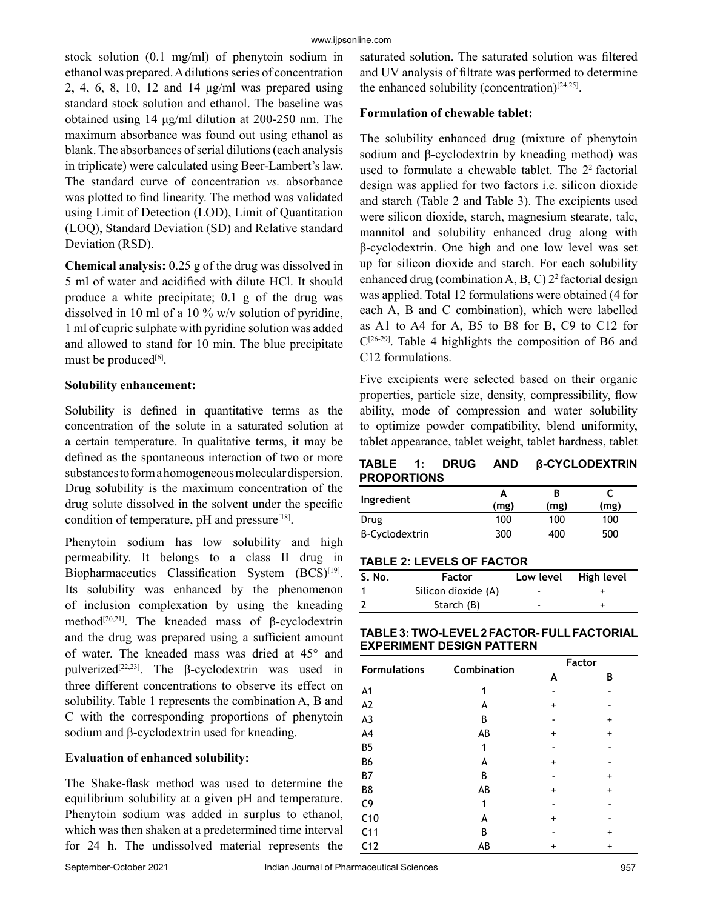stock solution (0.1 mg/ml) of phenytoin sodium in ethanol was prepared. A dilutions series of concentration 2, 4, 6, 8, 10, 12 and 14 μg/ml was prepared using standard stock solution and ethanol. The baseline was obtained using 14 μg/ml dilution at 200-250 nm. The maximum absorbance was found out using ethanol as blank. The absorbances of serial dilutions (each analysis in triplicate) were calculated using Beer-Lambert's law. The standard curve of concentration *vs.* absorbance was plotted to find linearity. The method was validated using Limit of Detection (LOD), Limit of Quantitation (LOQ), Standard Deviation (SD) and Relative standard Deviation (RSD).

**Chemical analysis:** 0.25 g of the drug was dissolved in 5 ml of water and acidified with dilute HCl. It should produce a white precipitate; 0.1 g of the drug was dissolved in 10 ml of a 10 % w/v solution of pyridine, 1 ml of cupric sulphate with pyridine solution was added and allowed to stand for 10 min. The blue precipitate must be produced[6].

**Solubility enhancement:**

Solubility is defined in quantitative terms as the concentration of the solute in a saturated solution at a certain temperature. In qualitative terms, it may be defined as the spontaneous interaction of two or more substances to form a homogeneous molecular dispersion. Drug solubility is the maximum concentration of the drug solute dissolved in the solvent under the specific condition of temperature, pH and pressure[18].

Phenytoin sodium has low solubility and high permeability. It belongs to a class II drug in Biopharmaceutics Classification System (BCS)[19]. Its solubility was enhanced by the phenomenon of inclusion complexation by using the kneading method[20,21]. The kneaded mass of β-cyclodextrin and the drug was prepared using a sufficient amount of water. The kneaded mass was dried at 45° and pulverized[22,23]. The β-cyclodextrin was used in three different concentrations to observe its effect on solubility. Table 1 represents the combination A, B and C with the corresponding proportions of phenytoin sodium and β-cyclodextrin used for kneading.

**Evaluation of enhanced solubility:**

The Shake-flask method was used to determine the equilibrium solubility at a given pH and temperature. Phenytoin sodium was added in surplus to ethanol, which was then shaken at a predetermined time interval for 24 h. The undissolved material represents the saturated solution. The saturated solution was filtered and UV analysis of filtrate was performed to determine the enhanced solubility (concentration)[24,25].

**Formulation of chewable tablet:**

The solubility enhanced drug (mixture of phenytoin sodium and β-cyclodextrin by kneading method) was used to formulate a chewable tablet. The $2^2$ factorial design was applied for two factors i.e. silicon dioxide and starch (Table 2 and Table 3). The excipients used were silicon dioxide, starch, magnesium stearate, talc, mannitol and solubility enhanced drug along with β-cyclodextrin. One high and one low level was set up for silicon dioxide and starch. For each solubility enhanced drug (combination A, B, C) $2^2$ factorial design was applied. Total 12 formulations were obtained (4 for each A, B and C combination), which were labelled as A1 to A4 for A, B5 to B8 for B, C9 to C12 for C[26-29]. Table 4 highlights the composition of B6 and C12 formulations.

Five excipients were selected based on their organic properties, particle size, density, compressibility, flow ability, mode of compression and water solubility to optimize powder compatibility, blend uniformity, tablet appearance, tablet weight, tablet hardness, tablet

**TABLE 1: DRUG AND β-CYCLODEXTRIN PROPORTIONS**

| Ingredient | A (mg) | B (mg) | C (mg) |
|---|---|---|---|
| Drug | 100 | 100 | 100 |
| β-Cyclodextrin | 300 | 400 | 500 |

**TABLE 2: LEVELS OF FACTOR**

| S. No. | Factor | Low level | High level |
|---|---|---|---|
| 1 | Silicon dioxide (A) | - | + |
| 2 | Starch (B) | - | + |

**TABLE 3: TWO-LEVEL 2 FACTOR- FULL FACTORIAL EXPERIMENT DESIGN PATTERN**

| Formulations | Combination | Factor | |
|---|---|---|---|
| | | A | B |
| A1 | 1 | - | - |
| A2 | A | + | - |
| A3 | B | - | + |
| A4 | AB | + | + |
| B5 | 1 | - | - |
| B6 | A | + | - |
| B7 | B | - | + |
| B8 | AB | + | + |
| C9 | 1 | - | - |
| C10 | A | + | - |
| C11 | B | - | + |
| C12 | AB | + | + |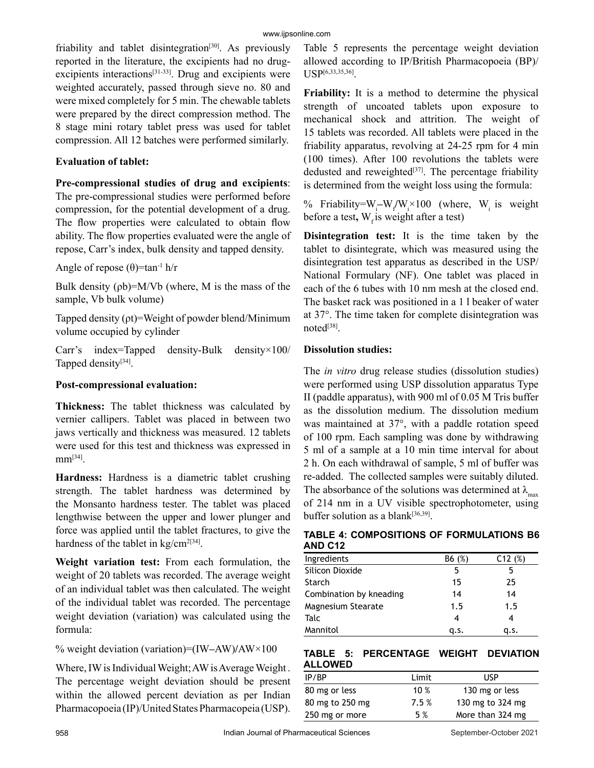friability and tablet disintegration[30]. As previously reported in the literature, the excipients had no drug-excipients interactions[31-33]. Drug and excipients were weighted accurately, passed through sieve no. 80 and were mixed completely for 5 min. The chewable tablets were prepared by the direct compression method. The 8 stage mini rotary tablet press was used for tablet compression. All 12 batches were performed similarly.

**Evaluation of tablet:**

**Pre-compressional studies of drug and excipients**: The pre-compressional studies were performed before compression, for the potential development of a drug. The flow properties were calculated to obtain flow ability. The flow properties evaluated were the angle of repose, Carr's index, bulk density and tapped density.

Angle of repose ($\theta$)=$\tan^{-1}$ h/r

Bulk density ($\rho b$)=M/Vb (where, M is the mass of the sample, Vb bulk volume)

Tapped density ($\rho t$)=Weight of powder blend/Minimum volume occupied by cylinder

Carr's index=Tapped density-Bulk density×100/ Tapped density[34].

**Post-compressional evaluation:**

**Thickness:** The tablet thickness was calculated by vernier callipers. Tablet was placed in between two jaws vertically and thickness was measured. 12 tablets were used for this test and thickness was expressed in mm[34].

**Hardness:** Hardness is a diametric tablet crushing strength. The tablet hardness was determined by the Monsanto hardness tester. The tablet was placed lengthwise between the upper and lower plunger and force was applied until the tablet fractures, to give the hardness of the tablet in kg/cm$^2$[34].

**Weight variation test:** From each formulation, the weight of 20 tablets was recorded. The average weight of an individual tablet was then calculated. The weight of the individual tablet was recorded. The percentage weight deviation (variation) was calculated using the formula:

% weight deviation (variation)=(IW–AW)/AW×100

Where, IW is Individual Weight; AW is Average Weight. The percentage weight deviation should be present within the allowed percent deviation as per Indian Pharmacopoeia (IP)/United States Pharmacopeia (USP). Table 5 represents the percentage weight deviation allowed according to IP/British Pharmacopoeia (BP)/ USP[6,33,35,36].

**Friability:** It is a method to determine the physical strength of uncoated tablets upon exposure to mechanical shock and attrition. The weight of 15 tablets was recorded. All tablets were placed in the friability apparatus, revolving at 24-25 rpm for 4 min (100 times). After 100 revolutions the tablets were dedusted and reweighted[37]. The percentage friability is determined from the weight loss using the formula:

% Friability=$W_i$–$W_f$/$W_i$×100 (where, $W_i$ is weight before a test, $W_f$ is weight after a test)

**Disintegration test:** It is the time taken by the tablet to disintegrate, which was measured using the disintegration test apparatus as described in the USP/ National Formulary (NF). One tablet was placed in each of the 6 tubes with 10 nm mesh at the closed end. The basket rack was positioned in a 1 l beaker of water at 37°. The time taken for complete disintegration was noted[38].

**Dissolution studies:**

The *in vitro* drug release studies (dissolution studies) were performed using USP dissolution apparatus Type II (paddle apparatus), with 900 ml of 0.05 M Tris buffer as the dissolution medium. The dissolution medium was maintained at 37°, with a paddle rotation speed of 100 rpm. Each sampling was done by withdrawing 5 ml of a sample at a 10 min time interval for about 2 h. On each withdrawal of sample, 5 ml of buffer was re-added. The collected samples were suitably diluted. The absorbance of the solutions was determined at $\lambda_{max}$ of 214 nm in a UV visible spectrophotometer, using buffer solution as a blank[36,39].

**TABLE 4: COMPOSITIONS OF FORMULATIONS B6 AND C12**

| Ingredients | B6 (%) | C12 (%) |
|---|---|---|
| Silicon Dioxide | 5 | 5 |
| Starch | 15 | 25 |
| Combination by kneading | 14 | 14 |
| Magnesium Stearate | 1.5 | 1.5 |
| Talc | 4 | 4 |
| Mannitol | q.s. | q.s. |

**TABLE 5: PERCENTAGE WEIGHT DEVIATION ALLOWED**

| IP/BP | Limit | USP |
|---|---|---|
| 80 mg or less | 10 % | 130 mg or less |
| 80 mg to 250 mg | 7.5 % | 130 mg to 324 mg |
| 250 mg or more | 5 % | More than 324 mg |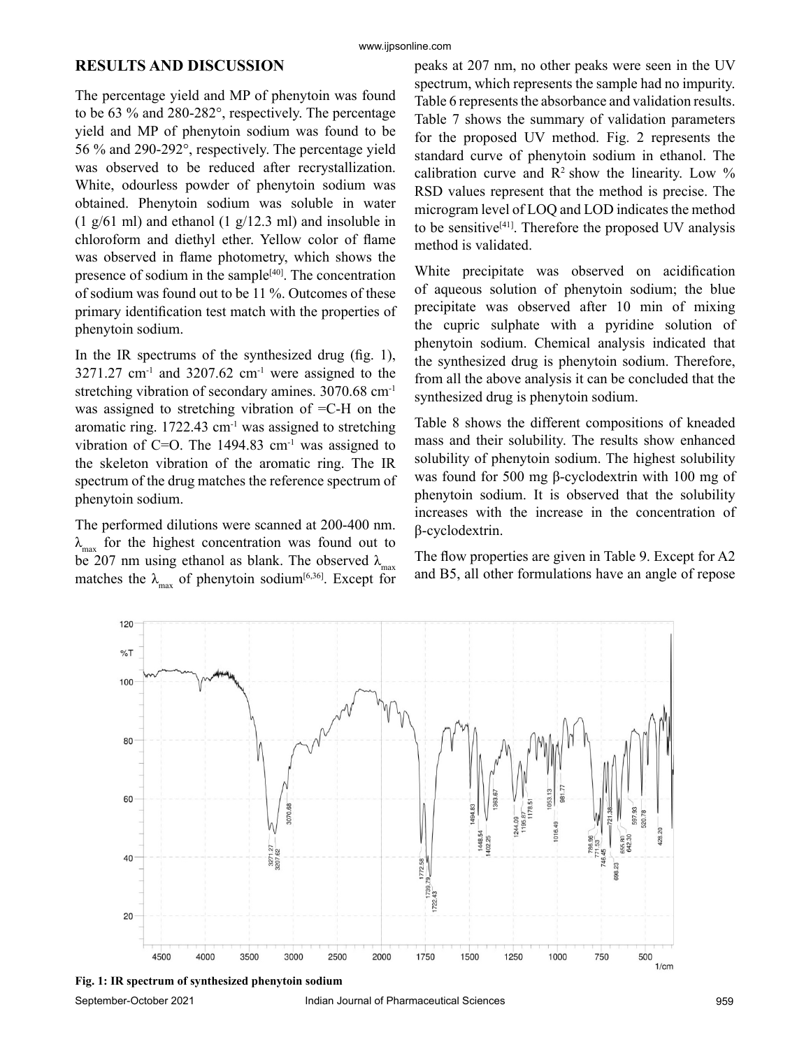## RESULTS AND DISCUSSION

The percentage yield and MP of phenytoin was found to be 63 % and 280-282°, respectively. The percentage yield and MP of phenytoin sodium was found to be 56 % and 290-292°, respectively. The percentage yield was observed to be reduced after recrystallization. White, odourless powder of phenytoin sodium was obtained. Phenytoin sodium was soluble in water (1 g/61 ml) and ethanol (1 g/12.3 ml) and insoluble in chloroform and diethyl ether. Yellow color of flame was observed in flame photometry, which shows the presence of sodium in the sample[40]. The concentration of sodium was found out to be 11 %. Outcomes of these primary identification test match with the properties of phenytoin sodium.

In the IR spectrums of the synthesized drug (fig. 1), 3271.27 $cm^{-1}$ and 3207.62 $cm^{-1}$ were assigned to the stretching vibration of secondary amines. 3070.68 $cm^{-1}$ was assigned to stretching vibration of =C-H on the aromatic ring. 1722.43 $cm^{-1}$ was assigned to stretching vibration of C=O. The 1494.83 $cm^{-1}$ was assigned to the skeleton vibration of the aromatic ring. The IR spectrum of the drug matches the reference spectrum of phenytoin sodium.

The performed dilutions were scanned at 200-400 nm. $\lambda_{max}$ for the highest concentration was found out to be 207 nm using ethanol as blank. The observed $\lambda_{max}$ matches the $\lambda_{max}$ of phenytoin sodium[6,36]. Except for peaks at 207 nm, no other peaks were seen in the UV spectrum, which represents the sample had no impurity. Table 6 represents the absorbance and validation results. Table 7 shows the summary of validation parameters for the proposed UV method. Fig. 2 represents the standard curve of phenytoin sodium in ethanol. The calibration curve and $R^2$ show the linearity. Low % RSD values represent that the method is precise. The microgram level of LOQ and LOD indicates the method to be sensitive[41]. Therefore the proposed UV analysis method is validated.

White precipitate was observed on acidification of aqueous solution of phenytoin sodium; the blue precipitate was observed after 10 min of mixing the cupric sulphate with a pyridine solution of phenytoin sodium. Chemical analysis indicated that the synthesized drug is phenytoin sodium. Therefore, from all the above analysis it can be concluded that the synthesized drug is phenytoin sodium.

Table 8 shows the different compositions of kneaded mass and their solubility. The results show enhanced solubility of phenytoin sodium. The highest solubility was found for 500 mg β-cyclodextrin with 100 mg of phenytoin sodium. It is observed that the solubility increases with the increase in the concentration of β-cyclodextrin.

The flow properties are given in Table 9. Except for A2 and B5, all other formulations have an angle of repose

**Fig. 1: IR spectrum of synthesized phenytoin sodium**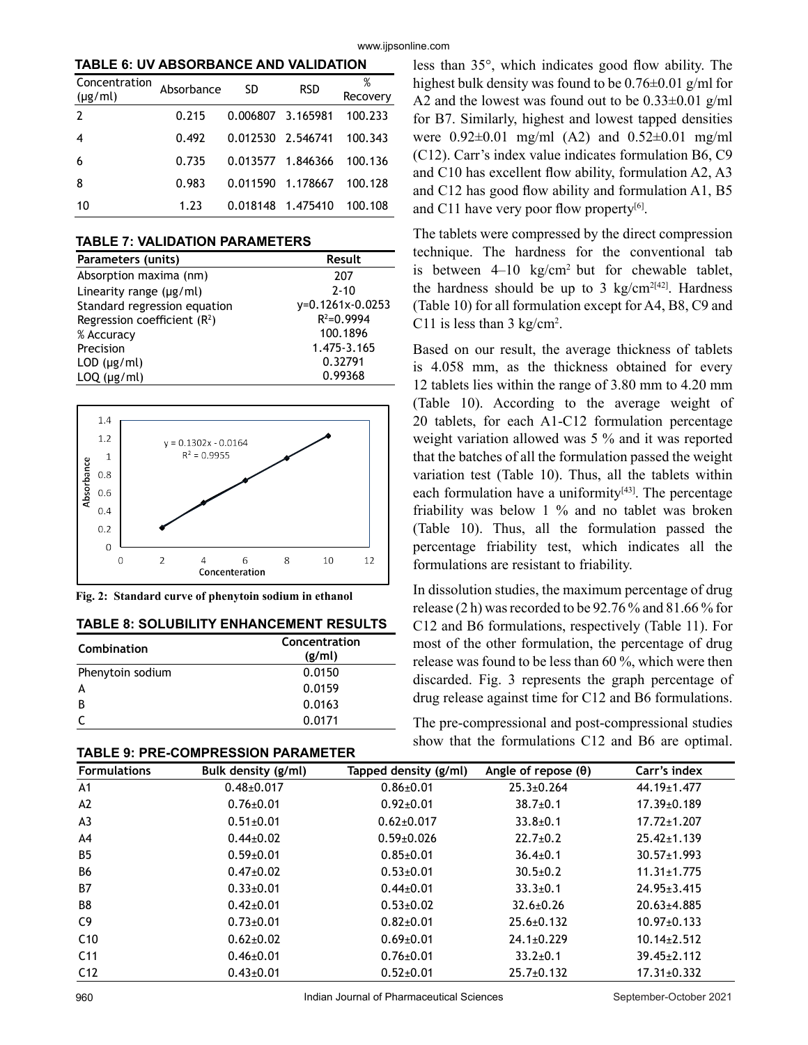**TABLE 6: UV ABSORBANCE AND VALIDATION**

| Concentration (μg/ml) | Absorbance | SD | RSD | % Recovery |
|---|---|---|---|---|
| 2 | 0.215 | 0.006807 | 3.165981 | 100.233 |
| 4 | 0.492 | 0.012530 | 2.546741 | 100.343 |
| 6 | 0.735 | 0.013577 | 1.846366 | 100.136 |
| 8 | 0.983 | 0.011590 | 1.178667 | 100.128 |
| 10 | 1.23 | 0.018148 | 1.475410 | 100.108 |

**TABLE 7: VALIDATION PARAMETERS**

| Parameters (units) | Result |
|---|---|
| Absorption maxima (nm) | 207 |
| Linearity range (μg/ml) | 2-10 |
| Standard regression equation | y=0.1261x-0.0253 |
| Regression coefficient ($R^2$) | $R^2$=0.9994 |
| % Accuracy | 100.1896 |
| Precision | 1.475-3.165 |
| LOD (μg/ml) | 0.32791 |
| LOQ (μg/ml) | 0.99368 |

Fig. 2: Standard curve of phenytoin sodium in ethanol

**TABLE 8: SOLUBILITY ENHANCEMENT RESULTS**

| Combination | Concentration (g/ml) |
|---|---|
| Phenytoin sodium | 0.0150 |
| A | 0.0159 |
| B | 0.0163 |
| C | 0.0171 |

less than 35°, which indicates good flow ability. The highest bulk density was found to be 0.76±0.01 g/ml for A2 and the lowest was found out to be 0.33±0.01 g/ml for B7. Similarly, highest and lowest tapped densities were 0.92±0.01 mg/ml (A2) and 0.52±0.01 mg/ml (C12). Carr's index value indicates formulation B6, C9 and C10 has excellent flow ability, formulation A2, A3 and C12 has good flow ability and formulation A1, B5 and C11 have very poor flow property[6].

The tablets were compressed by the direct compression technique. The hardness for the conventional tab is between 4–10 kg/cm$^2$ but for chewable tablet, the hardness should be up to 3 kg/cm$^2$[42]. Hardness (Table 10) for all formulation except for A4, B8, C9 and C11 is less than 3 kg/cm$^2$.

Based on our result, the average thickness of tablets is 4.058 mm, as the thickness obtained for every 12 tablets lies within the range of 3.80 mm to 4.20 mm (Table 10). According to the average weight of 20 tablets, for each A1-C12 formulation percentage weight variation allowed was 5 % and it was reported that the batches of all the formulation passed the weight variation test (Table 10). Thus, all the tablets within each formulation have a uniformity[43]. The percentage friability was below 1 % and no tablet was broken (Table 10). Thus, all the formulation passed the percentage friability test, which indicates all the formulations are resistant to friability.

In dissolution studies, the maximum percentage of drug release (2 h) was recorded to be 92.76 % and 81.66 % for C12 and B6 formulations, respectively (Table 11). For most of the other formulation, the percentage of drug release was found to be less than 60 %, which were then discarded. Fig. 3 represents the graph percentage of drug release against time for C12 and B6 formulations.

The pre-compressional and post-compressional studies show that the formulations C12 and B6 are optimal.

**TABLE 9: PRE-COMPRESSION PARAMETER**

| Formulations | Bulk density (g/ml) | Tapped density (g/ml) | Angle of repose (θ) | Carr's index |
|---|---|---|---|---|
| A1 | 0.48±0.017 | 0.86±0.01 | 25.3±0.264 | 44.19±1.477 |
| A2 | 0.76±0.01 | 0.92±0.01 | 38.7±0.1 | 17.39±0.189 |
| A3 | 0.51±0.01 | 0.62±0.017 | 33.8±0.1 | 17.72±1.207 |
| A4 | 0.44±0.02 | 0.59±0.026 | 22.7±0.2 | 25.42±1.139 |
| B5 | 0.59±0.01 | 0.85±0.01 | 36.4±0.1 | 30.57±1.993 |
| B6 | 0.47±0.02 | 0.53±0.01 | 30.5±0.2 | 11.31±1.775 |
| B7 | 0.33±0.01 | 0.44±0.01 | 33.3±0.1 | 24.95±3.415 |
| B8 | 0.42±0.01 | 0.53±0.02 | 32.6±0.26 | 20.63±4.885 |
| C9 | 0.73±0.01 | 0.82±0.01 | 25.6±0.132 | 10.97±0.133 |
| C10 | 0.62±0.02 | 0.69±0.01 | 24.1±0.229 | 10.14±2.512 |
| C11 | 0.46±0.01 | 0.76±0.01 | 33.2±0.1 | 39.45±2.112 |
| C12 | 0.43±0.01 | 0.52±0.01 | 25.7±0.132 | 17.31±0.332 |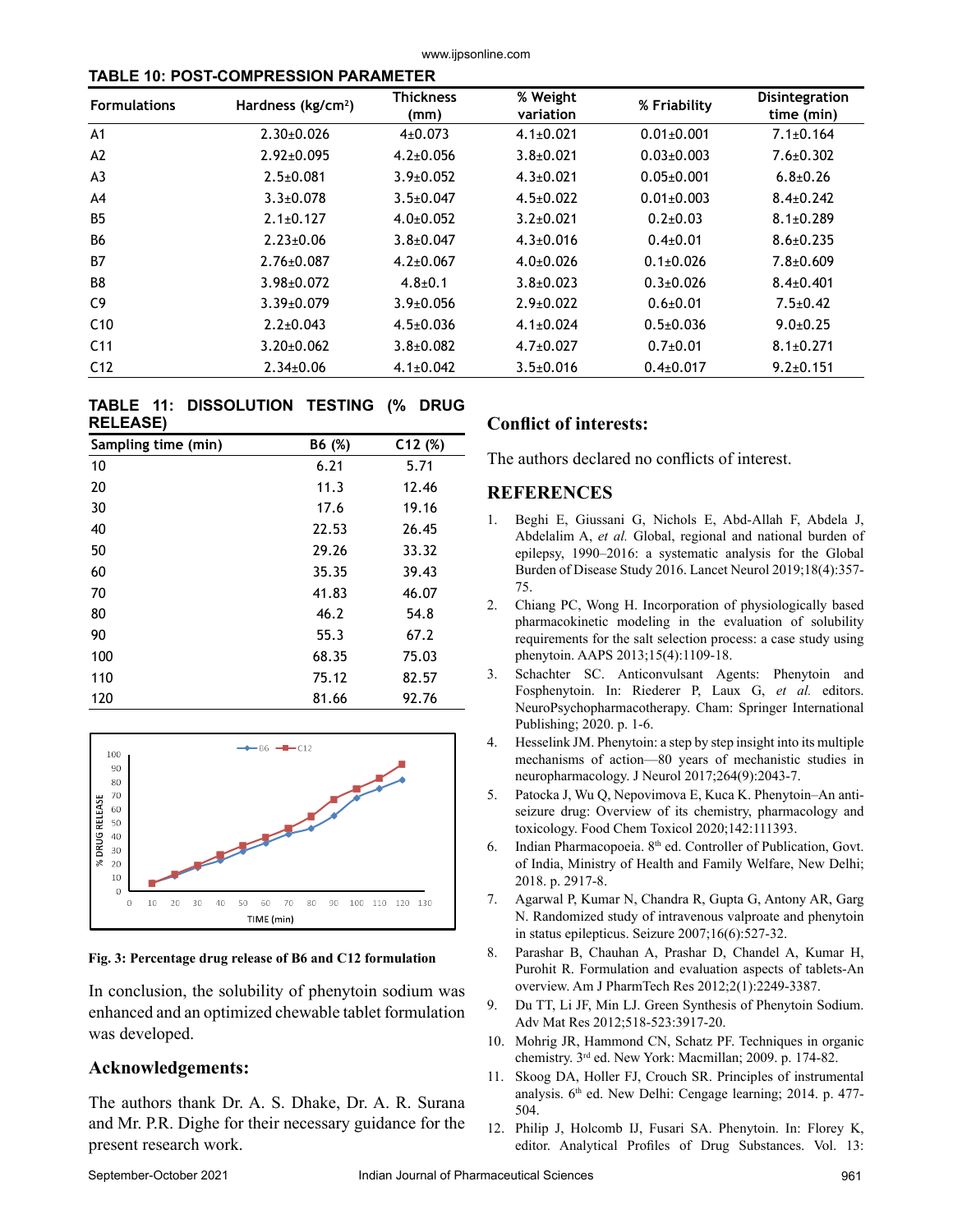**TABLE 10: POST-COMPRESSION PARAMETER**

| Formulations | Hardness (kg/cm$^2$) | Thickness (mm) | % Weight variation | % Friability | Disintegration time (min) |
|---|---|---|---|---|---|
| A1 | 2.30±0.026 | 4±0.073 | 4.1±0.021 | 0.01±0.001 | 7.1±0.164 |
| A2 | 2.92±0.095 | 4.2±0.056 | 3.8±0.021 | 0.03±0.003 | 7.6±0.302 |
| A3 | 2.5±0.081 | 3.9±0.052 | 4.3±0.021 | 0.05±0.001 | 6.8±0.26 |
| A4 | 3.3±0.078 | 3.5±0.047 | 4.5±0.022 | 0.01±0.003 | 8.4±0.242 |
| B5 | 2.1±0.127 | 4.0±0.052 | 3.2±0.021 | 0.2±0.03 | 8.1±0.289 |
| B6 | 2.23±0.06 | 3.8±0.047 | 4.3±0.016 | 0.4±0.01 | 8.6±0.235 |
| B7 | 2.76±0.087 | 4.2±0.067 | 4.0±0.026 | 0.1±0.026 | 7.8±0.609 |
| B8 | 3.98±0.072 | 4.8±0.1 | 3.8±0.023 | 0.3±0.026 | 8.4±0.401 |
| C9 | 3.39±0.079 | 3.9±0.056 | 2.9±0.022 | 0.6±0.01 | 7.5±0.42 |
| C10 | 2.2±0.043 | 4.5±0.036 | 4.1±0.024 | 0.5±0.036 | 9.0±0.25 |
| C11 | 3.20±0.062 | 3.8±0.082 | 4.7±0.027 | 0.7±0.01 | 8.1±0.271 |
| C12 | 2.34±0.06 | 4.1±0.042 | 3.5±0.016 | 0.4±0.017 | 9.2±0.151 |

**TABLE 11: DISSOLUTION TESTING (% DRUG RELEASE)**

| Sampling time (min) | B6 (%) | C12 (%) |
|---|---|---|
| 10 | 6.21 | 5.71 |
| 20 | 11.3 | 12.46 |
| 30 | 17.6 | 19.16 |
| 40 | 22.53 | 26.45 |
| 50 | 29.26 | 33.32 |
| 60 | 35.35 | 39.43 |
| 70 | 41.83 | 46.07 |
| 80 | 46.2 | 54.8 |
| 90 | 55.3 | 67.2 |
| 100 | 68.35 | 75.03 |
| 110 | 75.12 | 82.57 |
| 120 | 81.66 | 92.76 |

**Fig. 3: Percentage drug release of B6 and C12 formulation**

In conclusion, the solubility of phenytoin sodium was enhanced and an optimized chewable tablet formulation was developed.

## Acknowledgements:

The authors thank Dr. A. S. Dhake, Dr. A. R. Surana and Mr. P.R. Dighe for their necessary guidance for the present research work.

## Conflict of interests:

The authors declared no conflicts of interest.

## REFERENCES

1. Beghi E, Giussani G, Nichols E, Abd-Allah F, Abdela J, Abdelalim A, *et al.* Global, regional and national burden of epilepsy, 1990–2016: a systematic analysis for the Global Burden of Disease Study 2016. Lancet Neurol 2019;18(4):357-75.
2. Chiang PC, Wong H. Incorporation of physiologically based pharmacokinetic modeling in the evaluation of solubility requirements for the salt selection process: a case study using phenytoin. AAPS 2013;15(4):1109-18.
3. Schachter SC. Anticonvulsant Agents: Phenytoin and Fosphenytoin. In: Riederer P, Laux G, *et al.* editors. NeuroPsychopharmacotherapy. Cham: Springer International Publishing; 2020. p. 1-6.
4. Hesselink JM. Phenytoin: a step by step insight into its multiple mechanisms of action—80 years of mechanistic studies in neuropharmacology. J Neurol 2017;264(9):2043-7.
5. Patocka J, Wu Q, Nepovimova E, Kuca K. Phenytoin–An anti-seizure drug: Overview of its chemistry, pharmacology and toxicology. Food Chem Toxicol 2020;142:111393.
6. Indian Pharmacopoeia. 8th ed. Controller of Publication, Govt. of India, Ministry of Health and Family Welfare, New Delhi; 2018. p. 2917-8.
7. Agarwal P, Kumar N, Chandra R, Gupta G, Antony AR, Garg N. Randomized study of intravenous valproate and phenytoin in status epilepticus. Seizure 2007;16(6):527-32.
8. Parashar B, Chauhan A, Prashar D, Chandel A, Kumar H, Purohit R. Formulation and evaluation aspects of tablets-An overview. Am J PharmTech Res 2012;2(1):2249-3387.
9. Du TT, Li JF, Min LJ. Green Synthesis of Phenytoin Sodium. Adv Mat Res 2012;518-523:3917-20.
10. Mohrig JR, Hammond CN, Schatz PF. Techniques in organic chemistry. 3rd ed. New York: Macmillan; 2009. p. 174-82.
11. Skoog DA, Holler FJ, Crouch SR. Principles of instrumental analysis. 6th ed. New Delhi: Cengage learning; 2014. p. 477-504.
12. Philip J, Holcomb IJ, Fusari SA. Phenytoin. In: Florey K, editor. Analytical Profiles of Drug Substances. Vol. 13: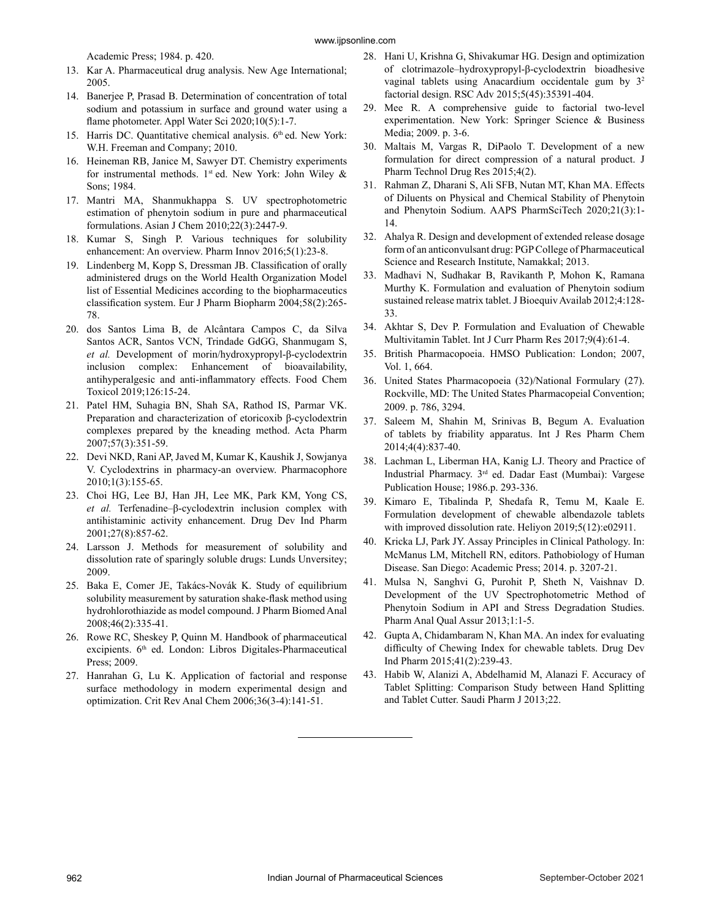Academic Press; 1984. p. 420.

13. Kar A. Pharmaceutical drug analysis. New Age International; 2005.
14. Banerjee P, Prasad B. Determination of concentration of total sodium and potassium in surface and ground water using a flame photometer. Appl Water Sci 2020;10(5):1-7.
15. Harris DC. Quantitative chemical analysis. 6th ed. New York: W.H. Freeman and Company; 2010.
16. Heineman RB, Janice M, Sawyer DT. Chemistry experiments for instrumental methods. 1st ed. New York: John Wiley & Sons; 1984.
17. Mantri MA, Shanmukhappa S. UV spectrophotometric estimation of phenytoin sodium in pure and pharmaceutical formulations. Asian J Chem 2010;22(3):2447-9.
18. Kumar S, Singh P. Various techniques for solubility enhancement: An overview. Pharm Innov 2016;5(1):23-8.
19. Lindenberg M, Kopp S, Dressman JB. Classification of orally administered drugs on the World Health Organization Model list of Essential Medicines according to the biopharmaceutics classification system. Eur J Pharm Biopharm 2004;58(2):265-78.
20. dos Santos Lima B, de Alcântara Campos C, da Silva Santos ACR, Santos VCN, Trindade GdGG, Shanmugam S, *et al.* Development of morin/hydroxypropyl-β-cyclodextrin inclusion complex: Enhancement of bioavailability, antihyperalgesic and anti-inflammatory effects. Food Chem Toxicol 2019;126:15-24.
21. Patel HM, Suhagia BN, Shah SA, Rathod IS, Parmar VK. Preparation and characterization of etoricoxib β-cyclodextrin complexes prepared by the kneading method. Acta Pharm 2007;57(3):351-59.
22. Devi NKD, Rani AP, Javed M, Kumar K, Kaushik J, Sowjanya V. Cyclodextrins in pharmacy-an overview. Pharmacophore 2010;1(3):155-65.
23. Choi HG, Lee BJ, Han JH, Lee MK, Park KM, Yong CS, *et al.* Terfenadine–β-cyclodextrin inclusion complex with antihistaminic activity enhancement. Drug Dev Ind Pharm 2001;27(8):857-62.
24. Larsson J. Methods for measurement of solubility and dissolution rate of sparingly soluble drugs: Lunds Unversitey; 2009.
25. Baka E, Comer JE, Takács-Novák K. Study of equilibrium solubility measurement by saturation shake-flask method using hydrohlorothiazide as model compound. J Pharm Biomed Anal 2008;46(2):335-41.
26. Rowe RC, Sheskey P, Quinn M. Handbook of pharmaceutical excipients. 6th ed. London: Libros Digitales-Pharmaceutical Press; 2009.
27. Hanrahan G, Lu K. Application of factorial and response surface methodology in modern experimental design and optimization. Crit Rev Anal Chem 2006;36(3-4):141-51.
28. Hani U, Krishna G, Shivakumar HG. Design and optimization of clotrimazole–hydroxypropyl-β-cyclodextrin bioadhesive vaginal tablets using Anacardium occidentale gum by $3^2$ factorial design. RSC Adv 2015;5(45):35391-404.
29. Mee R. A comprehensive guide to factorial two-level experimentation. New York: Springer Science & Business Media; 2009. p. 3-6.
30. Maltais M, Vargas R, DiPaolo T. Development of a new formulation for direct compression of a natural product. J Pharm Technol Drug Res 2015;4(2).
31. Rahman Z, Dharani S, Ali SFB, Nutan MT, Khan MA. Effects of Diluents on Physical and Chemical Stability of Phenytoin and Phenytoin Sodium. AAPS PharmSciTech 2020;21(3):1-14.
32. Ahalya R. Design and development of extended release dosage form of an anticonvulsant drug: PGP College of Pharmaceutical Science and Research Institute, Namakkal; 2013.
33. Madhavi N, Sudhakar B, Ravikanth P, Mohon K, Ramana Murthy K. Formulation and evaluation of Phenytoin sodium sustained release matrix tablet. J Bioequiv Availab 2012;4:128-33.
34. Akhtar S, Dev P. Formulation and Evaluation of Chewable Multivitamin Tablet. Int J Curr Pharm Res 2017;9(4):61-4.
35. British Pharmacopoeia. HMSO Publication: London; 2007, Vol. 1, 664.
36. United States Pharmacopoeia (32)/National Formulary (27). Rockville, MD: The United States Pharmacopeial Convention; 2009. p. 786, 3294.
37. Saleem M, Shahin M, Srinivas B, Begum A. Evaluation of tablets by friability apparatus. Int J Res Pharm Chem 2014;4(4):837-40.
38. Lachman L, Liberman HA, Kanig LJ. Theory and Practice of Industrial Pharmacy. 3rd ed. Dadar East (Mumbai): Vargese Publication House; 1986.p. 293-336.
39. Kimaro E, Tibalinda P, Shedafa R, Temu M, Kaale E. Formulation development of chewable albendazole tablets with improved dissolution rate. Heliyon 2019;5(12):e02911.
40. Kricka LJ, Park JY. Assay Principles in Clinical Pathology. In: McManus LM, Mitchell RN, editors. Pathobiology of Human Disease. San Diego: Academic Press; 2014. p. 3207-21.
41. Mulsa N, Sanghvi G, Purohit P, Sheth N, Vaishnav D. Development of the UV Spectrophotometric Method of Phenytoin Sodium in API and Stress Degradation Studies. Pharm Anal Qual Assur 2013;1:1-5.
42. Gupta A, Chidambaram N, Khan MA. An index for evaluating difficulty of Chewing Index for chewable tablets. Drug Dev Ind Pharm 2015;41(2):239-43.
43. Habib W, Alanizi A, Abdelhamid M, Alanazi F. Accuracy of Tablet Splitting: Comparison Study between Hand Splitting and Tablet Cutter. Saudi Pharm J 2013;22.